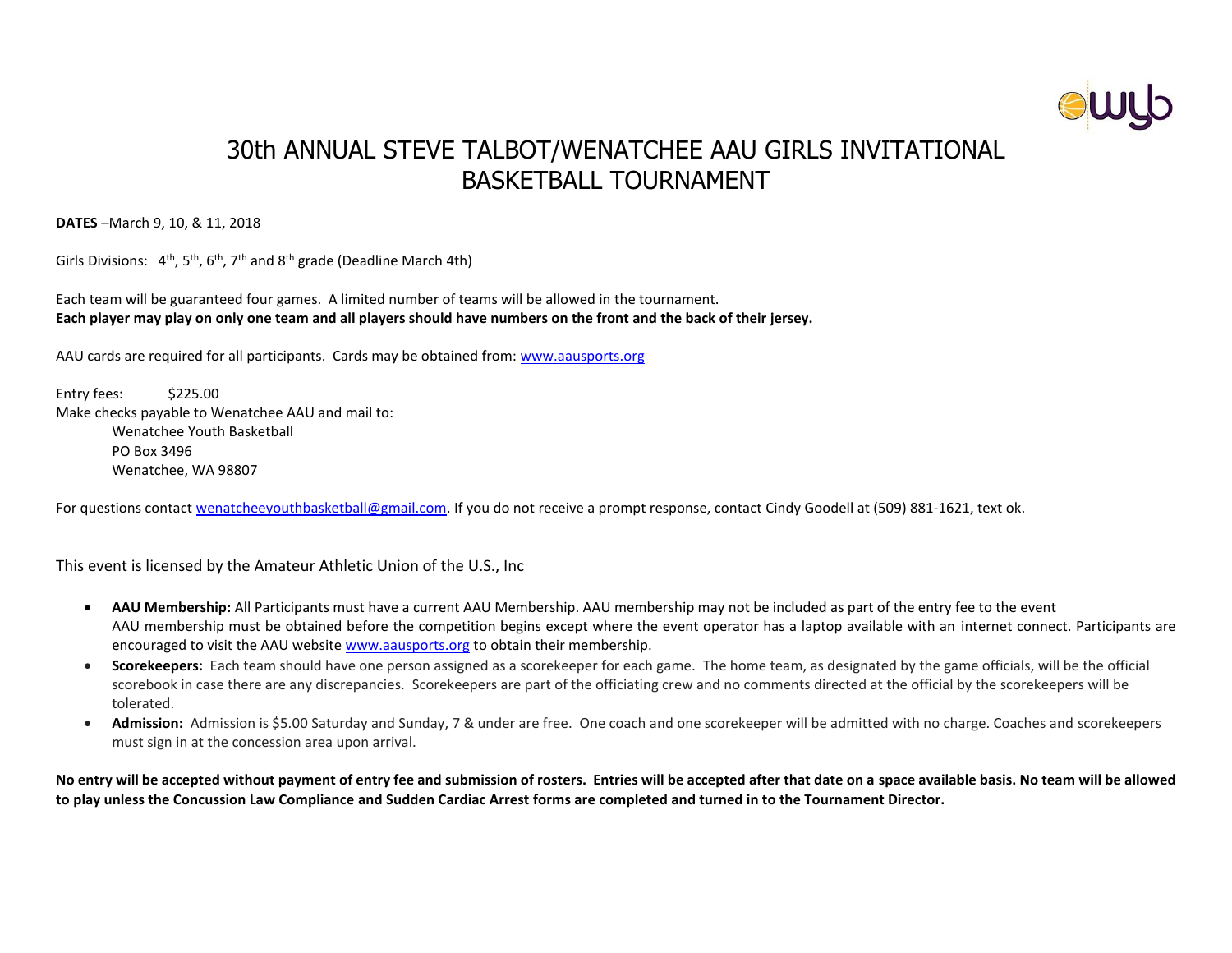# 30th ANNUAL STEVE TALBOT/WENATCHEE AAU GIRLS INVITATIONAL BASKETBALL TOURNAMENT

**DATES** –March 9, 10, & 11, 2018

Girls Divisions: 4th, 5th, 6th, 7th and 8th grade (Deadline March 4th)

Each team will be guaranteed four games. A limited number of teams will be allowed in the tournament.
**Each player may play on only one team and all players should have numbers on the front and the back of their jersey.**

AAU cards are required for all participants. Cards may be obtained from: www.aausports.org

Entry fees: $225.00
Make checks payable to Wenatchee AAU and mail to:

Wenatchee Youth Basketball
PO Box 3496
Wenatchee, WA 98807

For questions contact wenatcheeyouthbasketball@gmail.com. If you do not receive a prompt response, contact Cindy Goodell at (509) 881-1621, text ok.

This event is licensed by the Amateur Athletic Union of the U.S., Inc

- **AAU Membership:** All Participants must have a current AAU Membership. AAU membership may not be included as part of the entry fee to the event AAU membership must be obtained before the competition begins except where the event operator has a laptop available with an internet connect. Participants are encouraged to visit the AAU website www.aausports.org to obtain their membership.
- **Scorekeepers:** Each team should have one person assigned as a scorekeeper for each game. The home team, as designated by the game officials, will be the official scorebook in case there are any discrepancies. Scorekeepers are part of the officiating crew and no comments directed at the official by the scorekeepers will be tolerated.
- **Admission:** Admission is $5.00 Saturday and Sunday, 7 & under are free. One coach and one scorekeeper will be admitted with no charge. Coaches and scorekeepers must sign in at the concession area upon arrival.

**No entry will be accepted without payment of entry fee and submission of rosters. Entries will be accepted after that date on a space available basis. No team will be allowed to play unless the Concussion Law Compliance and Sudden Cardiac Arrest forms are completed and turned in to the Tournament Director.**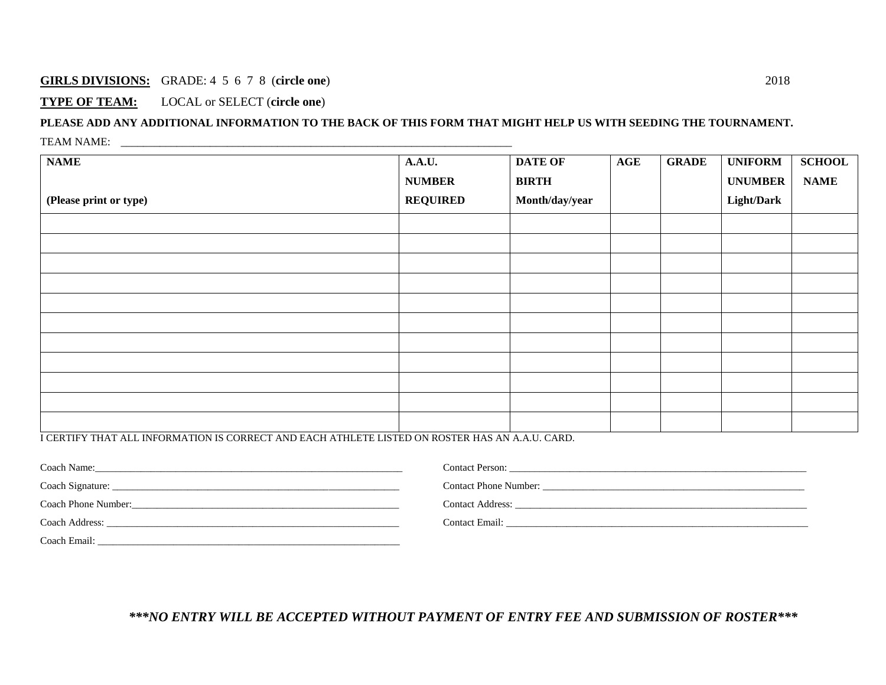**GIRLS DIVISIONS:** GRADE: 4 5 6 7 8 (**circle one**) 2018

**TYPE OF TEAM:** LOCAL or SELECT (**circle one**)

**PLEASE ADD ANY ADDITIONAL INFORMATION TO THE BACK OF THIS FORM THAT MIGHT HELP US WITH SEEDING THE TOURNAMENT.**

TEAM NAME: ___________________________________________________________________________

| **NAME (Please print or type)** | **A.A.U. NUMBER REQUIRED** | **DATE OF BIRTH Month/day/year** | **AGE** | **GRADE** | **UNIFORM UNUMBER Light/Dark** | **SCHOOL NAME** |
|---|---|---|---|---|---|---|
| | | | | | | |
| | | | | | | |
| | | | | | | |
| | | | | | | |
| | | | | | | |
| | | | | | | |
| | | | | | | |
| | | | | | | |
| | | | | | | |
| | | | | | | |
| | | | | | | |

I CERTIFY THAT ALL INFORMATION IS CORRECT AND EACH ATHLETE LISTED ON ROSTER HAS AN A.A.U. CARD.

Coach Name:_________________________________________________________________

Coach Signature: _____________________________________________________________

Coach Phone Number:_________________________________________________________

Coach Address: ______________________________________________________________

Coach Email: ________________________________________________________________

Contact Person: ______________________________________________________________

Contact Phone Number: _______________________________________________________

Contact Address: _____________________________________________________________

Contact Email: _______________________________________________________________

***\*\*\*NO ENTRY WILL BE ACCEPTED WITHOUT PAYMENT OF ENTRY FEE AND SUBMISSION OF ROSTER\*\*\****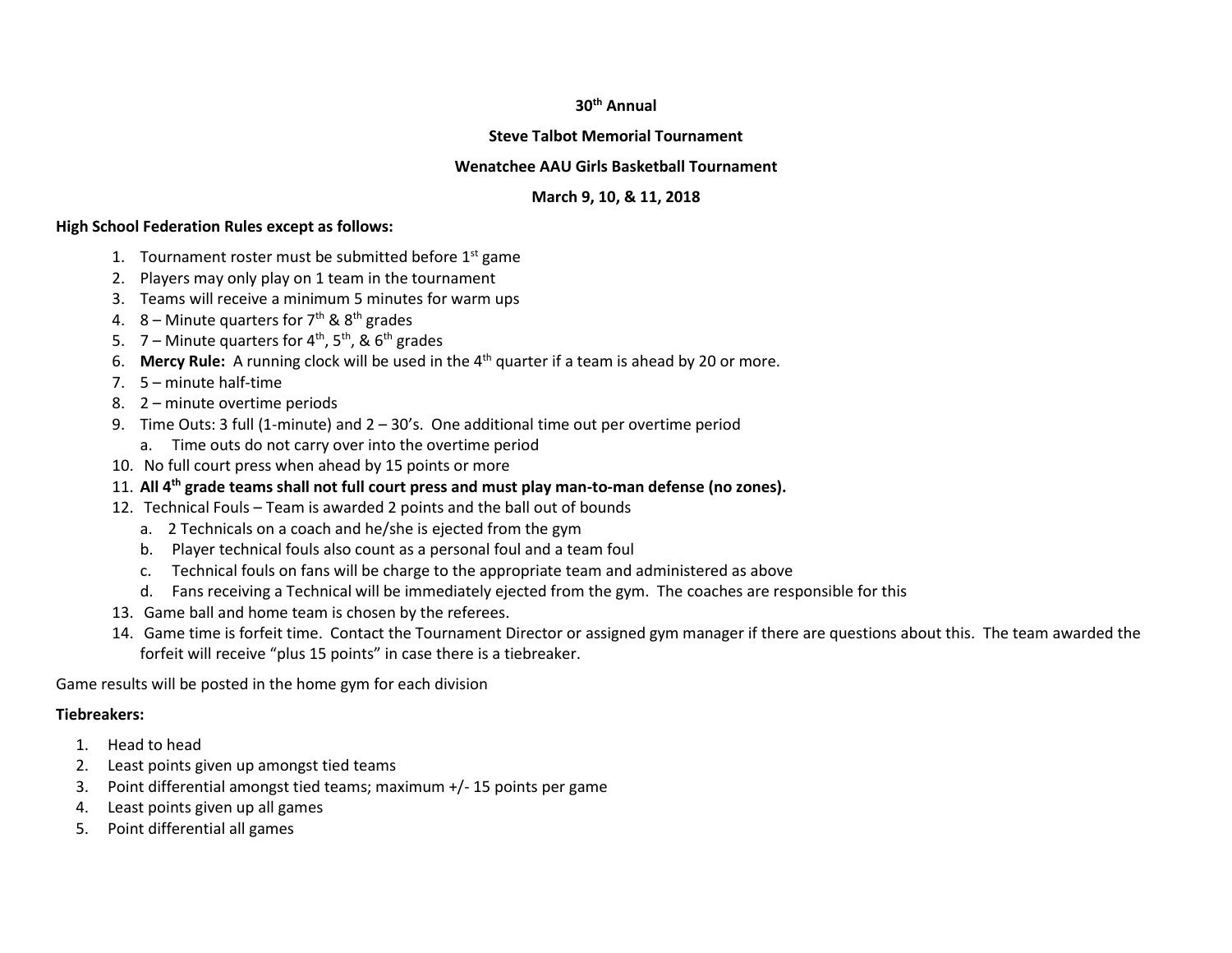**30th Annual**

**Steve Talbot Memorial Tournament**

**Wenatchee AAU Girls Basketball Tournament**

**March 9, 10, & 11, 2018**

**High School Federation Rules except as follows:**

1. Tournament roster must be submitted before 1st game
2. Players may only play on 1 team in the tournament
3. Teams will receive a minimum 5 minutes for warm ups
4. 8 – Minute quarters for 7th & 8th grades
5. 7 – Minute quarters for 4th, 5th, & 6th grades
6. **Mercy Rule:** A running clock will be used in the 4th quarter if a team is ahead by 20 or more.
7. 5 – minute half-time
8. 2 – minute overtime periods
9. Time Outs: 3 full (1-minute) and 2 – 30's. One additional time out per overtime period
   a. Time outs do not carry over into the overtime period
10. No full court press when ahead by 15 points or more
11. **All 4th grade teams shall not full court press and must play man-to-man defense (no zones).**
12. Technical Fouls – Team is awarded 2 points and the ball out of bounds
    a. 2 Technicals on a coach and he/she is ejected from the gym
    b. Player technical fouls also count as a personal foul and a team foul
    c. Technical fouls on fans will be charge to the appropriate team and administered as above
    d. Fans receiving a Technical will be immediately ejected from the gym. The coaches are responsible for this
13. Game ball and home team is chosen by the referees.
14. Game time is forfeit time. Contact the Tournament Director or assigned gym manager if there are questions about this. The team awarded the forfeit will receive "plus 15 points" in case there is a tiebreaker.

Game results will be posted in the home gym for each division

**Tiebreakers:**

1. Head to head
2. Least points given up amongst tied teams
3. Point differential amongst tied teams; maximum +/- 15 points per game
4. Least points given up all games
5. Point differential all games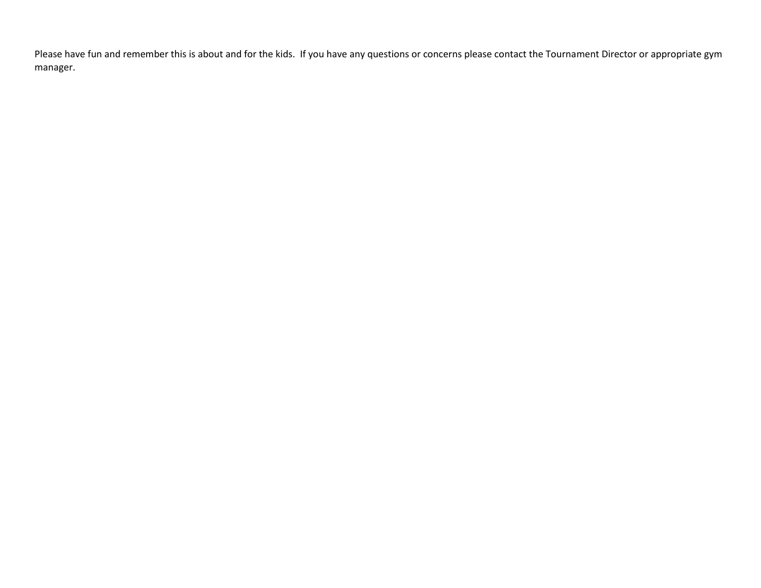Please have fun and remember this is about and for the kids.  If you have any questions or concerns please contact the Tournament Director or appropriate gym manager.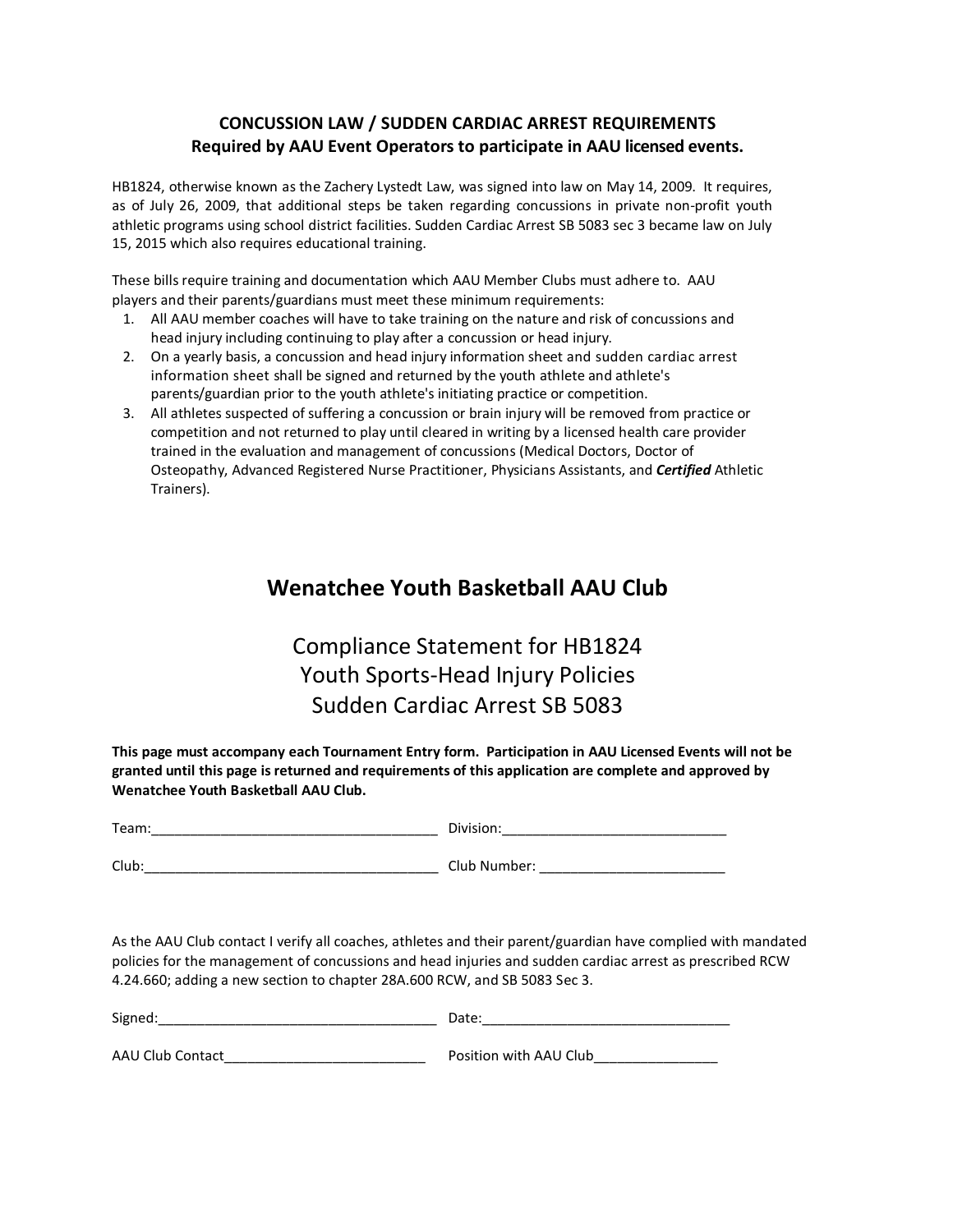**CONCUSSION LAW / SUDDEN CARDIAC ARREST REQUIREMENTS**
**Required by AAU Event Operators to participate in AAU licensed events.**

HB1824, otherwise known as the Zachery Lystedt Law, was signed into law on May 14, 2009. It requires, as of July 26, 2009, that additional steps be taken regarding concussions in private non-profit youth athletic programs using school district facilities. Sudden Cardiac Arrest SB 5083 sec 3 became law on July 15, 2015 which also requires educational training.

These bills require training and documentation which AAU Member Clubs must adhere to. AAU players and their parents/guardians must meet these minimum requirements:

1. All AAU member coaches will have to take training on the nature and risk of concussions and head injury including continuing to play after a concussion or head injury.
2. On a yearly basis, a concussion and head injury information sheet and sudden cardiac arrest information sheet shall be signed and returned by the youth athlete and athlete's parents/guardian prior to the youth athlete's initiating practice or competition.
3. All athletes suspected of suffering a concussion or brain injury will be removed from practice or competition and not returned to play until cleared in writing by a licensed health care provider trained in the evaluation and management of concussions (Medical Doctors, Doctor of Osteopathy, Advanced Registered Nurse Practitioner, Physicians Assistants, and ***Certified*** Athletic Trainers).

# Wenatchee Youth Basketball AAU Club

## Compliance Statement for HB1824
## Youth Sports-Head Injury Policies
## Sudden Cardiac Arrest SB 5083

**This page must accompany each Tournament Entry form. Participation in AAU Licensed Events will not be granted until this page is returned and requirements of this application are complete and approved by Wenatchee Youth Basketball AAU Club.**

Team:______________________________________ Division:_____________________________

Club:_______________________________________ Club Number: ________________________

As the AAU Club contact I verify all coaches, athletes and their parent/guardian have complied with mandated policies for the management of concussions and head injuries and sudden cardiac arrest as prescribed RCW 4.24.660; adding a new section to chapter 28A.600 RCW, and SB 5083 Sec 3.

Signed:_____________________________________ Date:________________________________

AAU Club Contact__________________________ Position with AAU Club________________